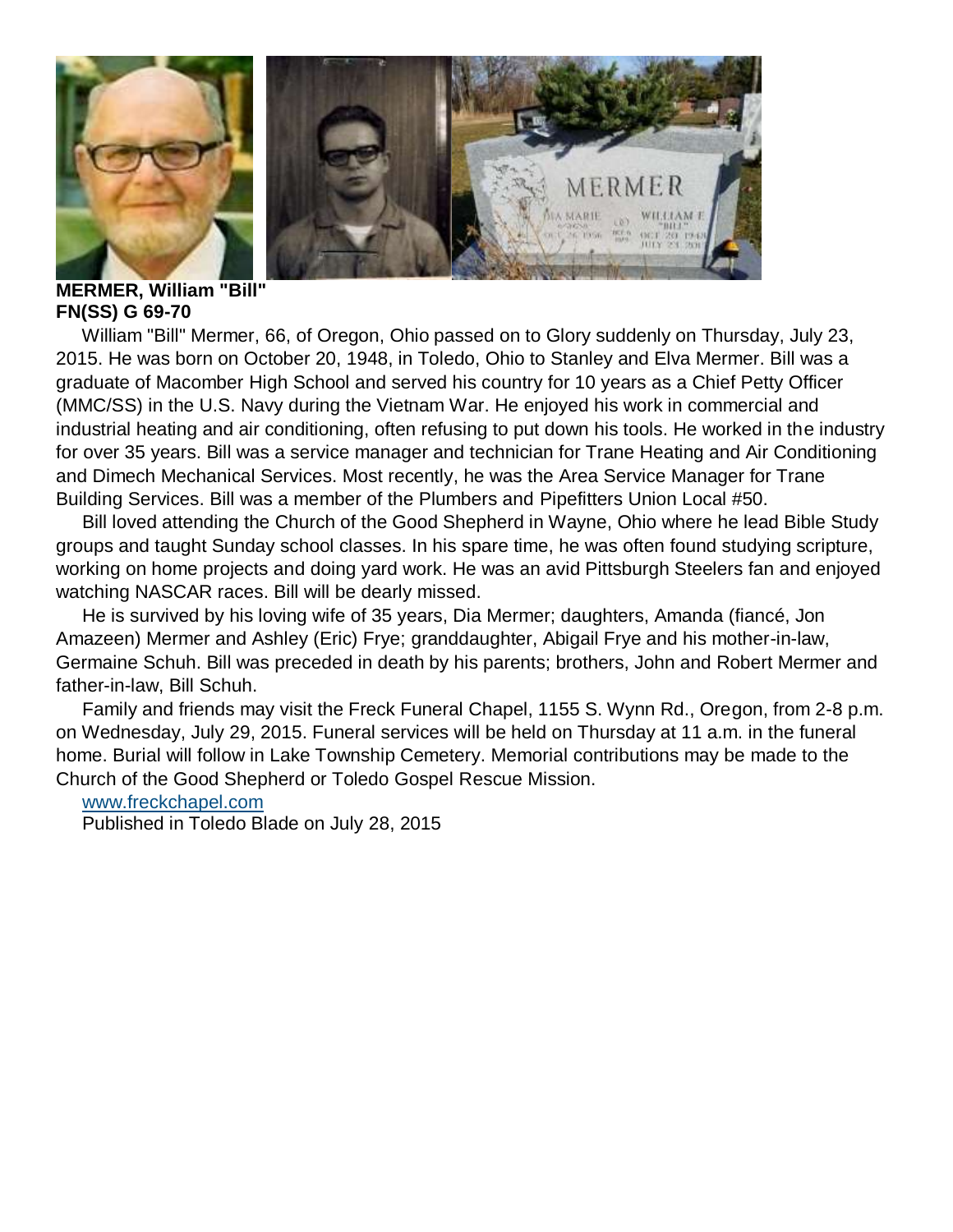**MERMER, William "Bill"**
**FN(SS) G 69-70**

William "Bill" Mermer, 66, of Oregon, Ohio passed on to Glory suddenly on Thursday, July 23, 2015. He was born on October 20, 1948, in Toledo, Ohio to Stanley and Elva Mermer. Bill was a graduate of Macomber High School and served his country for 10 years as a Chief Petty Officer (MMC/SS) in the U.S. Navy during the Vietnam War. He enjoyed his work in commercial and industrial heating and air conditioning, often refusing to put down his tools. He worked in the industry for over 35 years. Bill was a service manager and technician for Trane Heating and Air Conditioning and Dimech Mechanical Services. Most recently, he was the Area Service Manager for Trane Building Services. Bill was a member of the Plumbers and Pipefitters Union Local #50.

Bill loved attending the Church of the Good Shepherd in Wayne, Ohio where he lead Bible Study groups and taught Sunday school classes. In his spare time, he was often found studying scripture, working on home projects and doing yard work. He was an avid Pittsburgh Steelers fan and enjoyed watching NASCAR races. Bill will be dearly missed.

He is survived by his loving wife of 35 years, Dia Mermer; daughters, Amanda (fiancé, Jon Amazeen) Mermer and Ashley (Eric) Frye; granddaughter, Abigail Frye and his mother-in-law, Germaine Schuh. Bill was preceded in death by his parents; brothers, John and Robert Mermer and father-in-law, Bill Schuh.

Family and friends may visit the Freck Funeral Chapel, 1155 S. Wynn Rd., Oregon, from 2-8 p.m. on Wednesday, July 29, 2015. Funeral services will be held on Thursday at 11 a.m. in the funeral home. Burial will follow in Lake Township Cemetery. Memorial contributions may be made to the Church of the Good Shepherd or Toledo Gospel Rescue Mission.

www.freckchapel.com

Published in Toledo Blade on July 28, 2015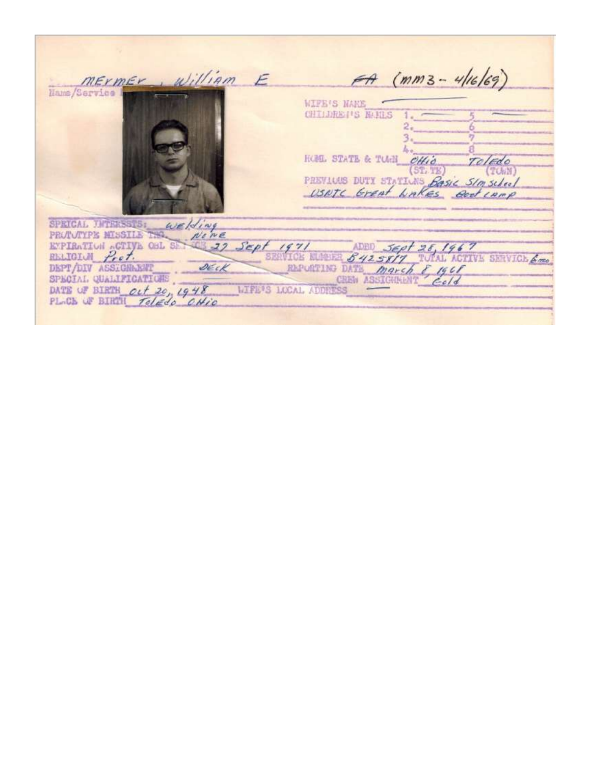Name/Service: MERMER, William E FA (MM3 - 4/16/69)

WIFE'S NAME ——————

CHILDREN'S NAMES 1. —— 5. ——
2. 6.
3. 7.
4. 8.

HOME STATE & TOWN Ohio (STATE) Toledo (TOWN)

PREVIOUS DUTY STATIONS Basic Sim school
USNTC Great Lakes Boot camp

SPECIAL INTERESTS: welding
PROTOTYPE MISSILE TRG. None
EXPIRATION ACTIVE OBL SERVICE 27 Sept 1971 ADBD Sept 28, 1967
RELIGION Prot. SERVICE NUMBER B425877 TOTAL ACTIVE SERVICE 6 mo
DEPT/DIV ASSIGNMENT DECK REPORTING DATE March 8, 1968
SPECIAL QUALIFICATIONS —— CREW ASSIGNMENT Gold
DATE OF BIRTH Oct 20, 1948 WIFE'S LOCAL ADDRESS ——
PLACE OF BIRTH Toledo Ohio